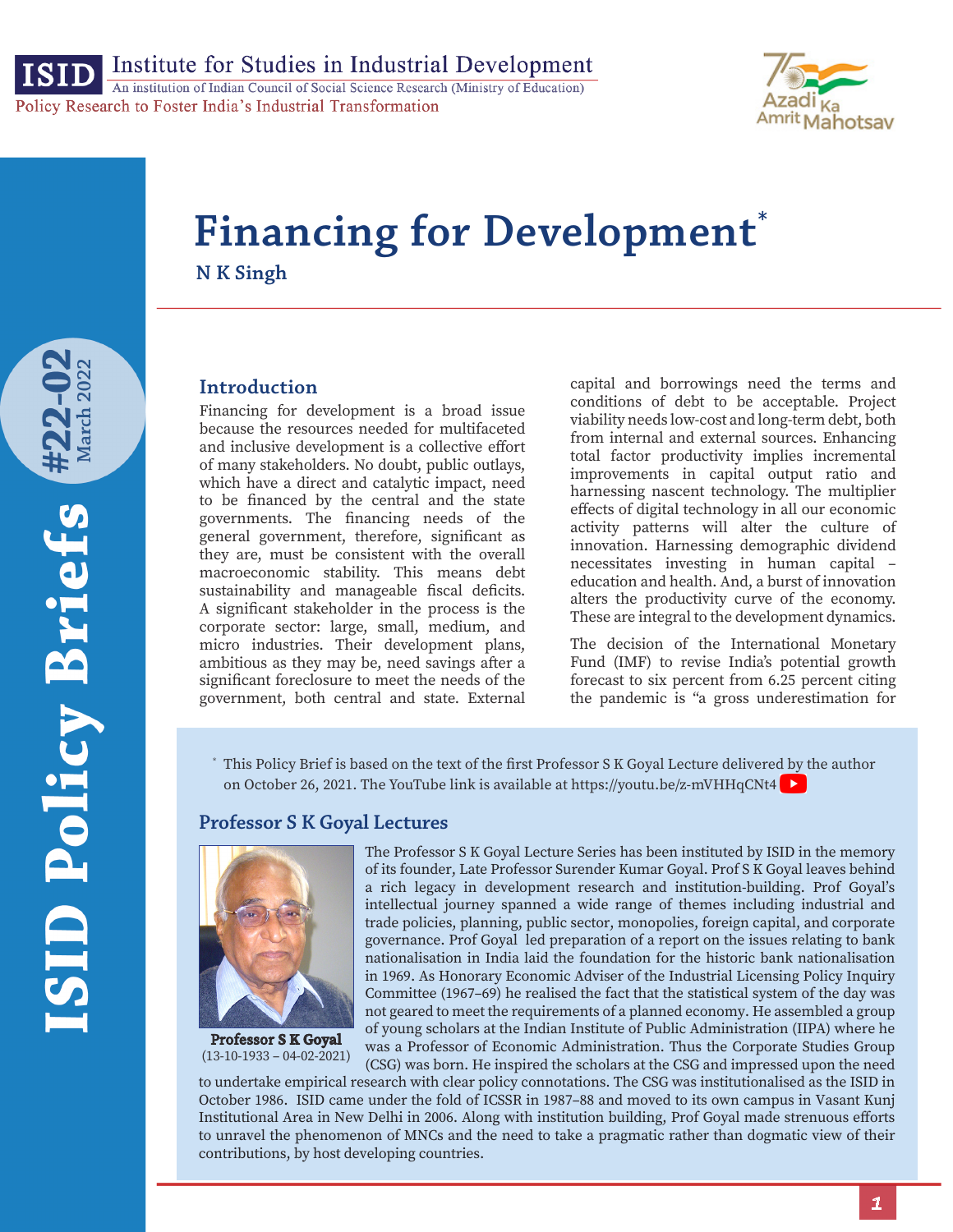# Financing for Development*

**N K Singh**

## Introduction

Financing for development is a broad issue because the resources needed for multifaceted and inclusive development is a collective effort of many stakeholders. No doubt, public outlays, which have a direct and catalytic impact, need to be financed by the central and the state governments. The financing needs of the general government, therefore, significant as they are, must be consistent with the overall macroeconomic stability. This means debt sustainability and manageable fiscal deficits. A significant stakeholder in the process is the corporate sector: large, small, medium, and micro industries. Their development plans, ambitious as they may be, need savings after a significant foreclosure to meet the needs of the government, both central and state. External capital and borrowings need the terms and conditions of debt to be acceptable. Project viability needs low-cost and long-term debt, both from internal and external sources. Enhancing total factor productivity implies incremental improvements in capital output ratio and harnessing nascent technology. The multiplier effects of digital technology in all our economic activity patterns will alter the culture of innovation. Harnessing demographic dividend necessitates investing in human capital – education and health. And, a burst of innovation alters the productivity curve of the economy. These are integral to the development dynamics.

The decision of the International Monetary Fund (IMF) to revise India's potential growth forecast to six percent from 6.25 percent citing the pandemic is "a gross underestimation for

* This Policy Brief is based on the text of the first Professor S K Goyal Lecture delivered by the author on October 26, 2021. The YouTube link is available at https://youtu.be/z-mVHHqCNt4

## Professor S K Goyal Lectures

**Professor S K Goyal**
(13-10-1933 – 04-02-2021)

The Professor S K Goyal Lecture Series has been instituted by ISID in the memory of its founder, Late Professor Surender Kumar Goyal. Prof S K Goyal leaves behind a rich legacy in development research and institution-building. Prof Goyal's intellectual journey spanned a wide range of themes including industrial and trade policies, planning, public sector, monopolies, foreign capital, and corporate governance. Prof Goyal led preparation of a report on the issues relating to bank nationalisation in India laid the foundation for the historic bank nationalisation in 1969. As Honorary Economic Adviser of the Industrial Licensing Policy Inquiry Committee (1967–69) he realised the fact that the statistical system of the day was not geared to meet the requirements of a planned economy. He assembled a group of young scholars at the Indian Institute of Public Administration (IIPA) where he was a Professor of Economic Administration. Thus the Corporate Studies Group (CSG) was born. He inspired the scholars at the CSG and impressed upon the need to undertake empirical research with clear policy connotations. The CSG was institutionalised as the ISID in October 1986. ISID came under the fold of ICSSR in 1987–88 and moved to its own campus in Vasant Kunj Institutional Area in New Delhi in 2006. Along with institution building, Prof Goyal made strenuous efforts to unravel the phenomenon of MNCs and the need to take a pragmatic rather than dogmatic view of their contributions, by host developing countries.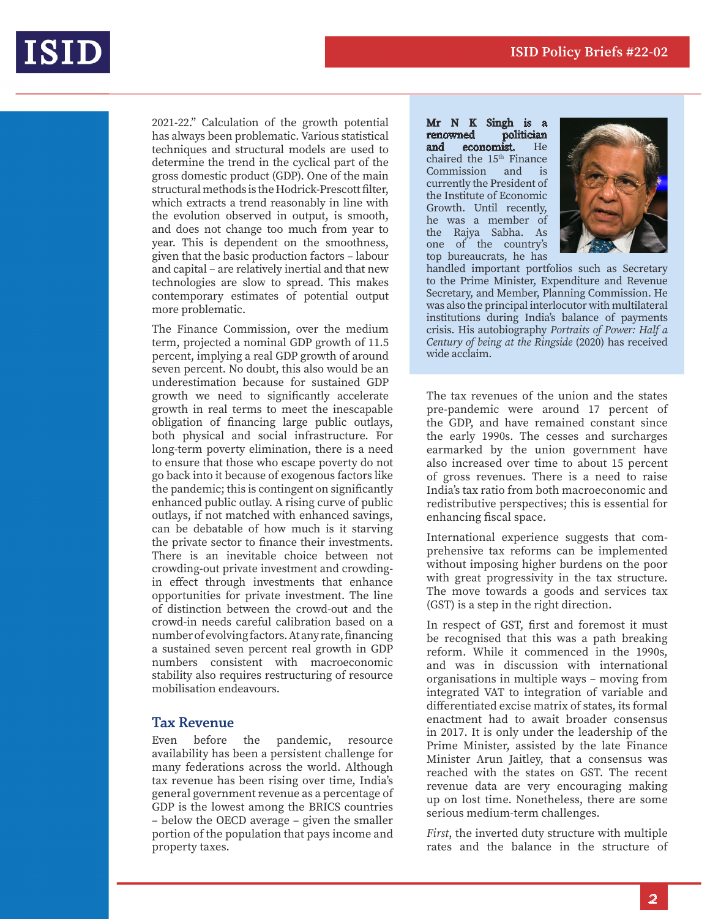2021-22." Calculation of the growth potential has always been problematic. Various statistical techniques and structural models are used to determine the trend in the cyclical part of the gross domestic product (GDP). One of the main structural methods is the Hodrick-Prescott filter, which extracts a trend reasonably in line with the evolution observed in output, is smooth, and does not change too much from year to year. This is dependent on the smoothness, given that the basic production factors – labour and capital – are relatively inertial and that new technologies are slow to spread. This makes contemporary estimates of potential output more problematic.

The Finance Commission, over the medium term, projected a nominal GDP growth of 11.5 percent, implying a real GDP growth of around seven percent. No doubt, this also would be an underestimation because for sustained GDP growth we need to significantly accelerate growth in real terms to meet the inescapable obligation of financing large public outlays, both physical and social infrastructure. For long-term poverty elimination, there is a need to ensure that those who escape poverty do not go back into it because of exogenous factors like the pandemic; this is contingent on significantly enhanced public outlay. A rising curve of public outlays, if not matched with enhanced savings, can be debatable of how much is it starving the private sector to finance their investments. There is an inevitable choice between not crowding-out private investment and crowding-in effect through investments that enhance opportunities for private investment. The line of distinction between the crowd-out and the crowd-in needs careful calibration based on a number of evolving factors. At any rate, financing a sustained seven percent real growth in GDP numbers consistent with macroeconomic stability also requires restructuring of resource mobilisation endeavours.

## Tax Revenue

Even before the pandemic, resource availability has been a persistent challenge for many federations across the world. Although tax revenue has been rising over time, India's general government revenue as a percentage of GDP is the lowest among the BRICS countries – below the OECD average – given the smaller portion of the population that pays income and property taxes.

**Mr N K Singh is a renowned politician and economist.** He chaired the 15th Finance Commission and is currently the President of the Institute of Economic Growth. Until recently, he was a member of the Rajya Sabha. As one of the country's top bureaucrats, he has handled important portfolios such as Secretary to the Prime Minister, Expenditure and Revenue Secretary, and Member, Planning Commission. He was also the principal interlocutor with multilateral institutions during India's balance of payments crisis. His autobiography *Portraits of Power: Half a Century of being at the Ringside* (2020) has received wide acclaim.

The tax revenues of the union and the states pre-pandemic were around 17 percent of the GDP, and have remained constant since the early 1990s. The cesses and surcharges earmarked by the union government have also increased over time to about 15 percent of gross revenues. There is a need to raise India's tax ratio from both macroeconomic and redistributive perspectives; this is essential for enhancing fiscal space.

International experience suggests that comprehensive tax reforms can be implemented without imposing higher burdens on the poor with great progressivity in the tax structure. The move towards a goods and services tax (GST) is a step in the right direction.

In respect of GST, first and foremost it must be recognised that this was a path breaking reform. While it commenced in the 1990s, and was in discussion with international organisations in multiple ways – moving from integrated VAT to integration of variable and differentiated excise matrix of states, its formal enactment had to await broader consensus in 2017. It is only under the leadership of the Prime Minister, assisted by the late Finance Minister Arun Jaitley, that a consensus was reached with the states on GST. The recent revenue data are very encouraging making up on lost time. Nonetheless, there are some serious medium-term challenges.

*First*, the inverted duty structure with multiple rates and the balance in the structure of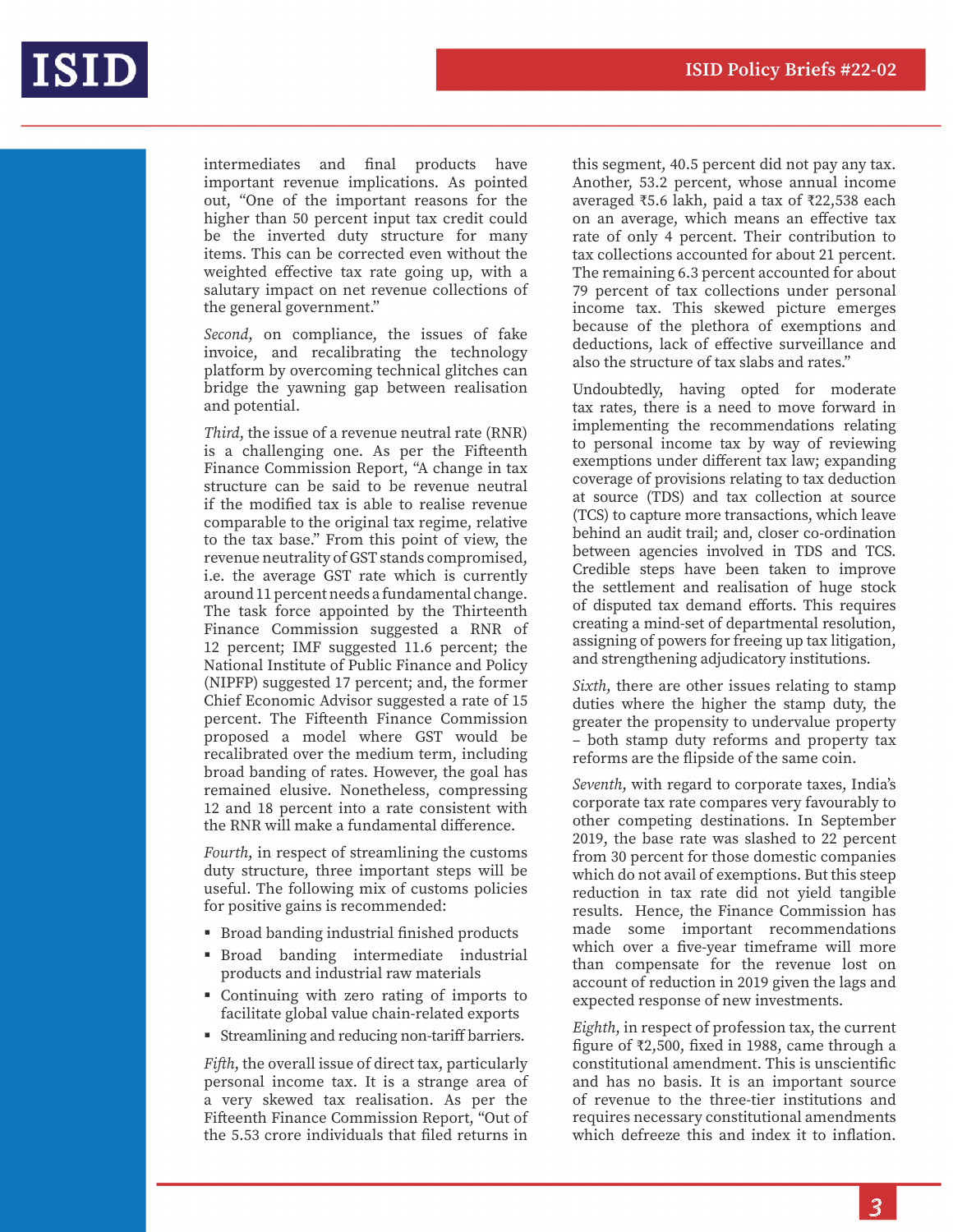intermediates and final products have important revenue implications. As pointed out, "One of the important reasons for the higher than 50 percent input tax credit could be the inverted duty structure for many items. This can be corrected even without the weighted effective tax rate going up, with a salutary impact on net revenue collections of the general government."

*Second,* on compliance, the issues of fake invoice, and recalibrating the technology platform by overcoming technical glitches can bridge the yawning gap between realisation and potential.

*Third,* the issue of a revenue neutral rate (RNR) is a challenging one. As per the Fifteenth Finance Commission Report, "A change in tax structure can be said to be revenue neutral if the modified tax is able to realise revenue comparable to the original tax regime, relative to the tax base." From this point of view, the revenue neutrality of GST stands compromised, i.e. the average GST rate which is currently around 11 percent needs a fundamental change. The task force appointed by the Thirteenth Finance Commission suggested a RNR of 12 percent; IMF suggested 11.6 percent; the National Institute of Public Finance and Policy (NIPFP) suggested 17 percent; and, the former Chief Economic Advisor suggested a rate of 15 percent. The Fifteenth Finance Commission proposed a model where GST would be recalibrated over the medium term, including broad banding of rates. However, the goal has remained elusive. Nonetheless, compressing 12 and 18 percent into a rate consistent with the RNR will make a fundamental difference.

*Fourth,* in respect of streamlining the customs duty structure, three important steps will be useful. The following mix of customs policies for positive gains is recommended:

- Broad banding industrial finished products
- Broad banding intermediate industrial products and industrial raw materials
- Continuing with zero rating of imports to facilitate global value chain-related exports
- Streamlining and reducing non-tariff barriers.

*Fifth,* the overall issue of direct tax, particularly personal income tax. It is a strange area of a very skewed tax realisation. As per the Fifteenth Finance Commission Report, "Out of the 5.53 crore individuals that filed returns in this segment, 40.5 percent did not pay any tax. Another, 53.2 percent, whose annual income averaged ₹5.6 lakh, paid a tax of ₹22,538 each on an average, which means an effective tax rate of only 4 percent. Their contribution to tax collections accounted for about 21 percent. The remaining 6.3 percent accounted for about 79 percent of tax collections under personal income tax. This skewed picture emerges because of the plethora of exemptions and deductions, lack of effective surveillance and also the structure of tax slabs and rates."

Undoubtedly, having opted for moderate tax rates, there is a need to move forward in implementing the recommendations relating to personal income tax by way of reviewing exemptions under different tax law; expanding coverage of provisions relating to tax deduction at source (TDS) and tax collection at source (TCS) to capture more transactions, which leave behind an audit trail; and, closer co-ordination between agencies involved in TDS and TCS. Credible steps have been taken to improve the settlement and realisation of huge stock of disputed tax demand efforts. This requires creating a mind-set of departmental resolution, assigning of powers for freeing up tax litigation, and strengthening adjudicatory institutions.

*Sixth,* there are other issues relating to stamp duties where the higher the stamp duty, the greater the propensity to undervalue property – both stamp duty reforms and property tax reforms are the flipside of the same coin.

*Seventh,* with regard to corporate taxes, India's corporate tax rate compares very favourably to other competing destinations. In September 2019, the base rate was slashed to 22 percent from 30 percent for those domestic companies which do not avail of exemptions. But this steep reduction in tax rate did not yield tangible results. Hence, the Finance Commission has made some important recommendations which over a five-year timeframe will more than compensate for the revenue lost on account of reduction in 2019 given the lags and expected response of new investments.

*Eighth,* in respect of profession tax, the current figure of ₹2,500, fixed in 1988, came through a constitutional amendment. This is unscientific and has no basis. It is an important source of revenue to the three-tier institutions and requires necessary constitutional amendments which defreeze this and index it to inflation.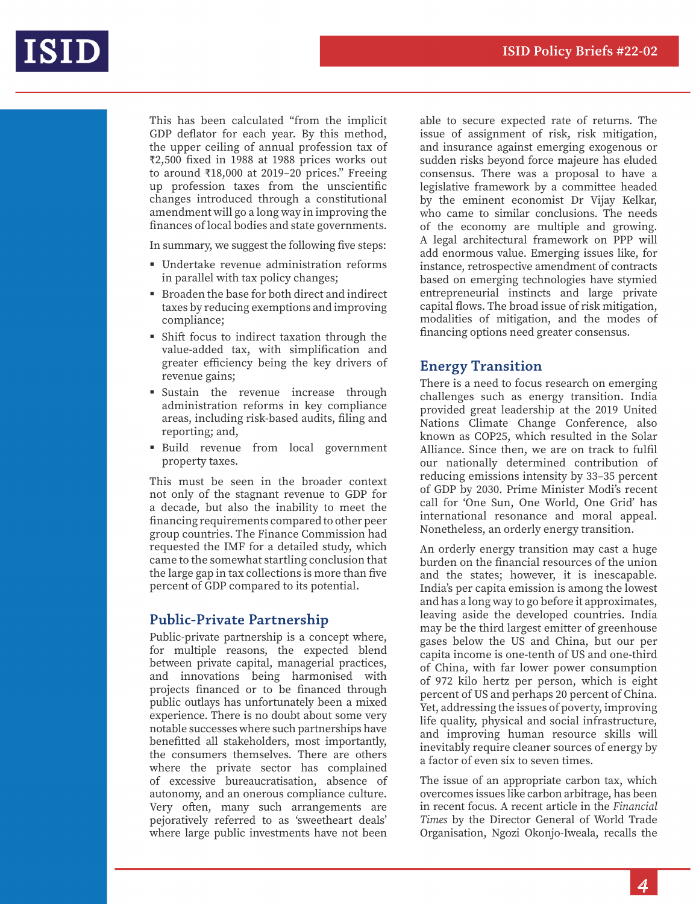This has been calculated "from the implicit GDP deflator for each year. By this method, the upper ceiling of annual profession tax of ₹2,500 fixed in 1988 at 1988 prices works out to around ₹18,000 at 2019–20 prices." Freeing up profession taxes from the unscientific changes introduced through a constitutional amendment will go a long way in improving the finances of local bodies and state governments.

In summary, we suggest the following five steps:

- Undertake revenue administration reforms in parallel with tax policy changes;
- Broaden the base for both direct and indirect taxes by reducing exemptions and improving compliance;
- Shift focus to indirect taxation through the value-added tax, with simplification and greater efficiency being the key drivers of revenue gains;
- Sustain the revenue increase through administration reforms in key compliance areas, including risk-based audits, filing and reporting; and,
- Build revenue from local government property taxes.

This must be seen in the broader context not only of the stagnant revenue to GDP for a decade, but also the inability to meet the financing requirements compared to other peer group countries. The Finance Commission had requested the IMF for a detailed study, which came to the somewhat startling conclusion that the large gap in tax collections is more than five percent of GDP compared to its potential.

## Public-Private Partnership

Public-private partnership is a concept where, for multiple reasons, the expected blend between private capital, managerial practices, and innovations being harmonised with projects financed or to be financed through public outlays has unfortunately been a mixed experience. There is no doubt about some very notable successes where such partnerships have benefitted all stakeholders, most importantly, the consumers themselves. There are others where the private sector has complained of excessive bureaucratisation, absence of autonomy, and an onerous compliance culture. Very often, many such arrangements are pejoratively referred to as 'sweetheart deals' where large public investments have not been able to secure expected rate of returns. The issue of assignment of risk, risk mitigation, and insurance against emerging exogenous or sudden risks beyond force majeure has eluded consensus. There was a proposal to have a legislative framework by a committee headed by the eminent economist Dr Vijay Kelkar, who came to similar conclusions. The needs of the economy are multiple and growing. A legal architectural framework on PPP will add enormous value. Emerging issues like, for instance, retrospective amendment of contracts based on emerging technologies have stymied entrepreneurial instincts and large private capital flows. The broad issue of risk mitigation, modalities of mitigation, and the modes of financing options need greater consensus.

## Energy Transition

There is a need to focus research on emerging challenges such as energy transition. India provided great leadership at the 2019 United Nations Climate Change Conference, also known as COP25, which resulted in the Solar Alliance. Since then, we are on track to fulfil our nationally determined contribution of reducing emissions intensity by 33–35 percent of GDP by 2030. Prime Minister Modi's recent call for 'One Sun, One World, One Grid' has international resonance and moral appeal. Nonetheless, an orderly energy transition.

An orderly energy transition may cast a huge burden on the financial resources of the union and the states; however, it is inescapable. India's per capita emission is among the lowest and has a long way to go before it approximates, leaving aside the developed countries. India may be the third largest emitter of greenhouse gases below the US and China, but our per capita income is one-tenth of US and one-third of China, with far lower power consumption of 972 kilo hertz per person, which is eight percent of US and perhaps 20 percent of China. Yet, addressing the issues of poverty, improving life quality, physical and social infrastructure, and improving human resource skills will inevitably require cleaner sources of energy by a factor of even six to seven times.

The issue of an appropriate carbon tax, which overcomes issues like carbon arbitrage, has been in recent focus. A recent article in the *Financial Times* by the Director General of World Trade Organisation, Ngozi Okonjo-Iweala, recalls the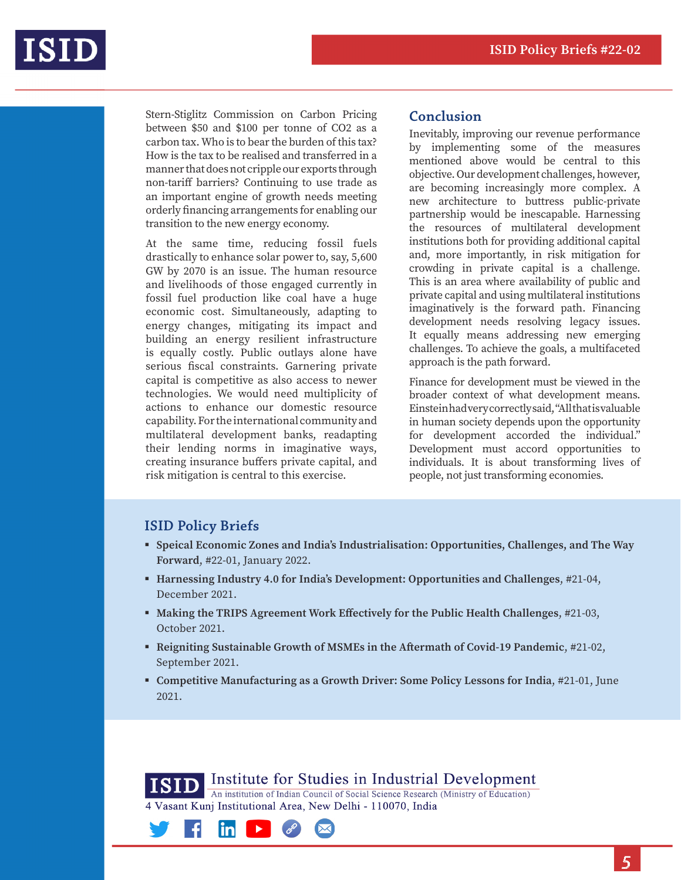Stern-Stiglitz Commission on Carbon Pricing between $50 and $100 per tonne of CO2 as a carbon tax. Who is to bear the burden of this tax? How is the tax to be realised and transferred in a manner that does not cripple our exports through non-tariff barriers? Continuing to use trade as an important engine of growth needs meeting orderly financing arrangements for enabling our transition to the new energy economy.

At the same time, reducing fossil fuels drastically to enhance solar power to, say, 5,600 GW by 2070 is an issue. The human resource and livelihoods of those engaged currently in fossil fuel production like coal have a huge economic cost. Simultaneously, adapting to energy changes, mitigating its impact and building an energy resilient infrastructure is equally costly. Public outlays alone have serious fiscal constraints. Garnering private capital is competitive as also access to newer technologies. We would need multiplicity of actions to enhance our domestic resource capability. For the international community and multilateral development banks, readapting their lending norms in imaginative ways, creating insurance buffers private capital, and risk mitigation is central to this exercise.

## Conclusion

Inevitably, improving our revenue performance by implementing some of the measures mentioned above would be central to this objective. Our development challenges, however, are becoming increasingly more complex. A new architecture to buttress public-private partnership would be inescapable. Harnessing the resources of multilateral development institutions both for providing additional capital and, more importantly, in risk mitigation for crowding in private capital is a challenge. This is an area where availability of public and private capital and using multilateral institutions imaginatively is the forward path. Financing development needs resolving legacy issues. It equally means addressing new emerging challenges. To achieve the goals, a multifaceted approach is the path forward.

Finance for development must be viewed in the broader context of what development means. Einstein had very correctly said, "All that is valuable in human society depends upon the opportunity for development accorded the individual." Development must accord opportunities to individuals. It is about transforming lives of people, not just transforming economies.

## ISID Policy Briefs

- **Speical Economic Zones and India's Industrialisation: Opportunities, Challenges, and The Way Forward**, #22-01, January 2022.
- **Harnessing Industry 4.0 for India's Development: Opportunities and Challenges**, #21-04, December 2021.
- **Making the TRIPS Agreement Work Effectively for the Public Health Challenges**, #21-03, October 2021.
- **Reigniting Sustainable Growth of MSMEs in the Aftermath of Covid-19 Pandemic**, #21-02, September 2021.
- **Competitive Manufacturing as a Growth Driver: Some Policy Lessons for India**, #21-01, June 2021.

ISID Institute for Studies in Industrial Development
An institution of Indian Council of Social Science Research (Ministry of Education)
4 Vasant Kunj Institutional Area, New Delhi - 110070, India